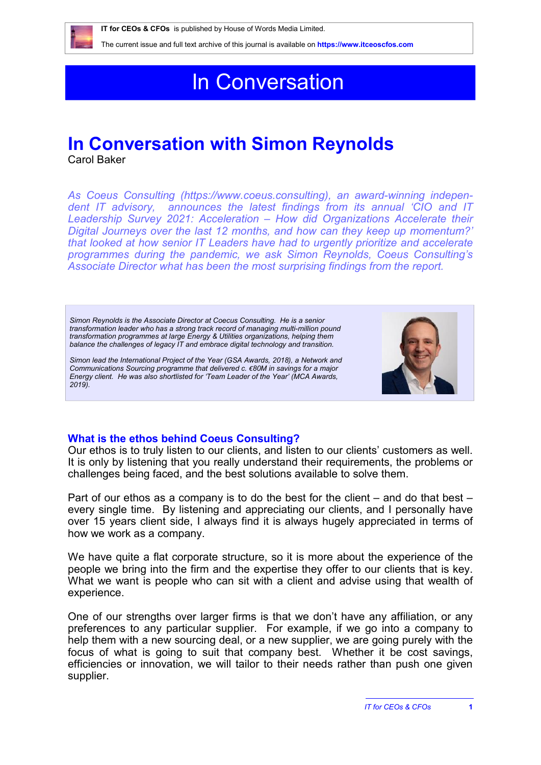**IT for CEOs & CFOs** is published by House of Words Media Limited.

The current issue and full text archive of this journal is available on **https://www.itceoscfos.com**

# In Conversation

## In Conversation with Simon Reynolds

Carol Baker

*As Coeus Consulting (https://www.coeus.consulting), an award-winning independent IT advisory, announces the latest findings from its annual 'CIO and IT Leadership Survey 2021: Acceleration – How did Organizations Accelerate their Digital Journeys over the last 12 months, and how can they keep up momentum?' that looked at how senior IT Leaders have had to urgently prioritize and accelerate programmes during the pandemic, we ask Simon Reynolds, Coeus Consulting's Associate Director what has been the most surprising findings from the report.*

*Simon Reynolds is the Associate Director at Coecus Consulting. He is a senior transformation leader who has a strong track record of managing multi-million pound transformation programmes at large Energy & Utilities organizations, helping them balance the challenges of legacy IT and embrace digital technology and transition.*

*Simon lead the International Project of the Year (GSA Awards, 2018), a Network and Communications Sourcing programme that delivered c. €80M in savings for a major Energy client. He was also shortlisted for 'Team Leader of the Year' (MCA Awards, 2019).*

### What is the ethos behind Coeus Consulting?

Our ethos is to truly listen to our clients, and listen to our clients' customers as well. It is only by listening that you really understand their requirements, the problems or challenges being faced, and the best solutions available to solve them.

Part of our ethos as a company is to do the best for the client – and do that best – every single time. By listening and appreciating our clients, and I personally have over 15 years client side, I always find it is always hugely appreciated in terms of how we work as a company.

We have quite a flat corporate structure, so it is more about the experience of the people we bring into the firm and the expertise they offer to our clients that is key. What we want is people who can sit with a client and advise using that wealth of experience.

One of our strengths over larger firms is that we don't have any affiliation, or any preferences to any particular supplier. For example, if we go into a company to help them with a new sourcing deal, or a new supplier, we are going purely with the focus of what is going to suit that company best. Whether it be cost savings, efficiencies or innovation, we will tailor to their needs rather than push one given supplier.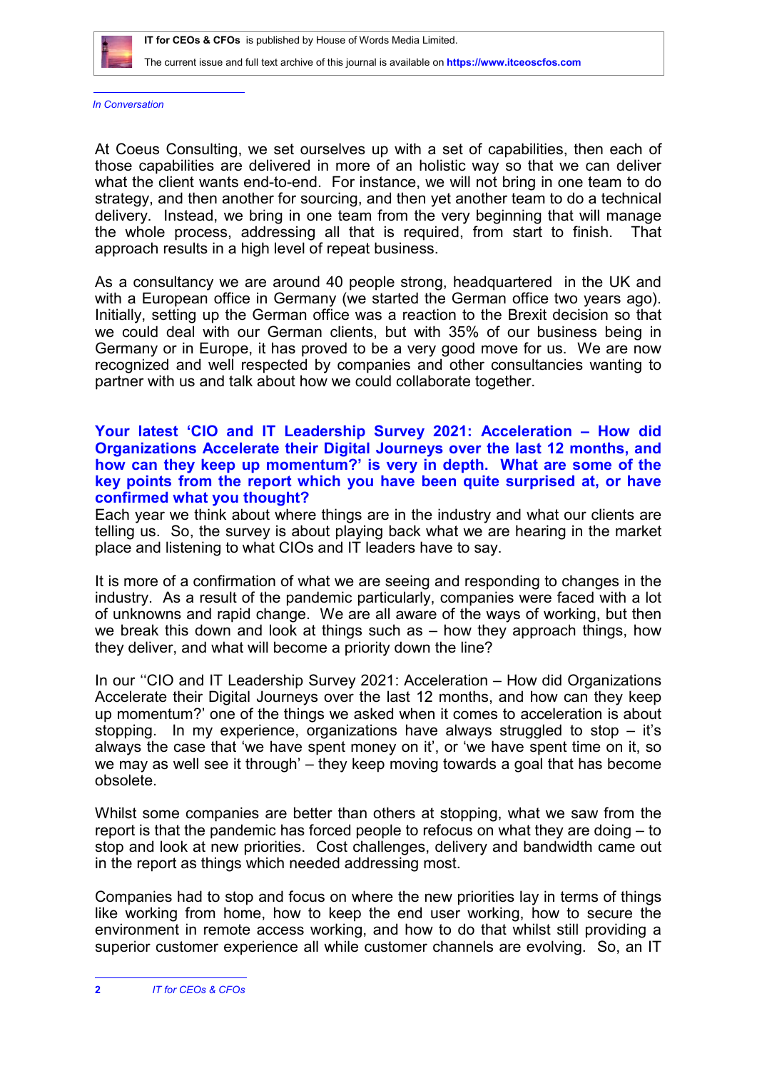At Coeus Consulting, we set ourselves up with a set of capabilities, then each of those capabilities are delivered in more of an holistic way so that we can deliver what the client wants end-to-end. For instance, we will not bring in one team to do strategy, and then another for sourcing, and then yet another team to do a technical delivery. Instead, we bring in one team from the very beginning that will manage the whole process, addressing all that is required, from start to finish. That approach results in a high level of repeat business.

As a consultancy we are around 40 people strong, headquartered in the UK and with a European office in Germany (we started the German office two years ago). Initially, setting up the German office was a reaction to the Brexit decision so that we could deal with our German clients, but with 35% of our business being in Germany or in Europe, it has proved to be a very good move for us. We are now recognized and well respected by companies and other consultancies wanting to partner with us and talk about how we could collaborate together.

**Your latest 'CIO and IT Leadership Survey 2021: Acceleration – How did Organizations Accelerate their Digital Journeys over the last 12 months, and how can they keep up momentum?' is very in depth. What are some of the key points from the report which you have been quite surprised at, or have confirmed what you thought?**

Each year we think about where things are in the industry and what our clients are telling us. So, the survey is about playing back what we are hearing in the market place and listening to what CIOs and IT leaders have to say.

It is more of a confirmation of what we are seeing and responding to changes in the industry. As a result of the pandemic particularly, companies were faced with a lot of unknowns and rapid change. We are all aware of the ways of working, but then we break this down and look at things such as – how they approach things, how they deliver, and what will become a priority down the line?

In our ''CIO and IT Leadership Survey 2021: Acceleration – How did Organizations Accelerate their Digital Journeys over the last 12 months, and how can they keep up momentum?' one of the things we asked when it comes to acceleration is about stopping. In my experience, organizations have always struggled to stop – it's always the case that 'we have spent money on it', or 'we have spent time on it, so we may as well see it through' – they keep moving towards a goal that has become obsolete.

Whilst some companies are better than others at stopping, what we saw from the report is that the pandemic has forced people to refocus on what they are doing – to stop and look at new priorities. Cost challenges, delivery and bandwidth came out in the report as things which needed addressing most.

Companies had to stop and focus on where the new priorities lay in terms of things like working from home, how to keep the end user working, how to secure the environment in remote access working, and how to do that whilst still providing a superior customer experience all while customer channels are evolving. So, an IT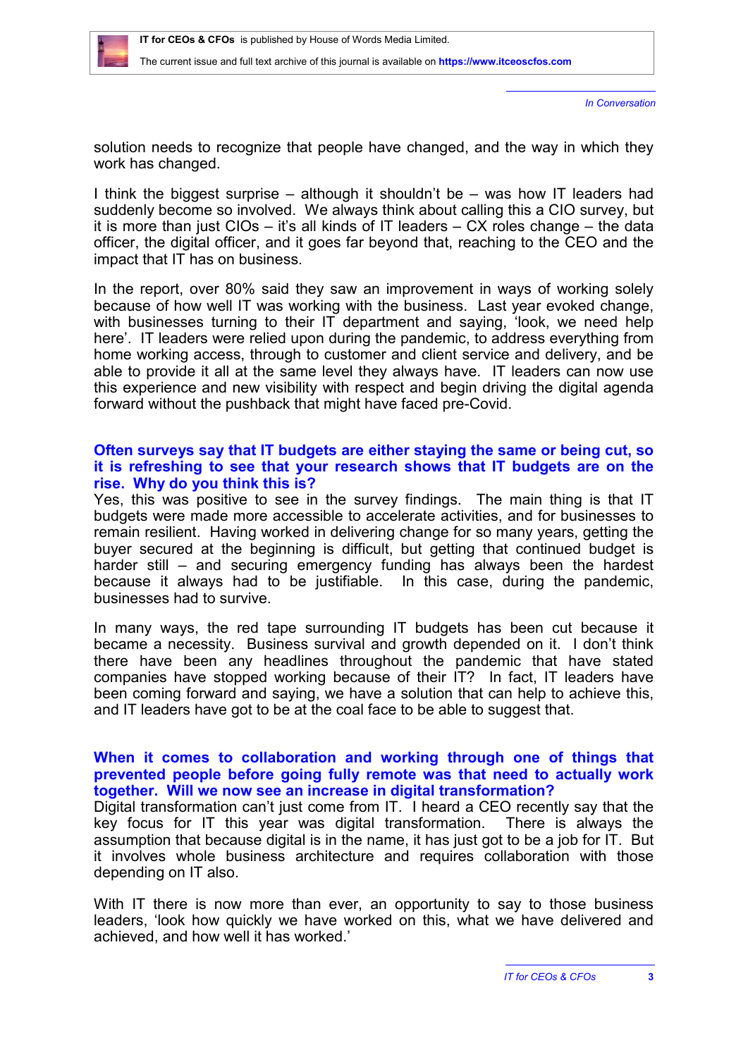solution needs to recognize that people have changed, and the way in which they work has changed.

I think the biggest surprise – although it shouldn't be – was how IT leaders had suddenly become so involved. We always think about calling this a CIO survey, but it is more than just CIOs – it's all kinds of IT leaders – CX roles change – the data officer, the digital officer, and it goes far beyond that, reaching to the CEO and the impact that IT has on business.

In the report, over 80% said they saw an improvement in ways of working solely because of how well IT was working with the business. Last year evoked change, with businesses turning to their IT department and saying, 'look, we need help here'. IT leaders were relied upon during the pandemic, to address everything from home working access, through to customer and client service and delivery, and be able to provide it all at the same level they always have. IT leaders can now use this experience and new visibility with respect and begin driving the digital agenda forward without the pushback that might have faced pre-Covid.

**Often surveys say that IT budgets are either staying the same or being cut, so it is refreshing to see that your research shows that IT budgets are on the rise. Why do you think this is?**

Yes, this was positive to see in the survey findings. The main thing is that IT budgets were made more accessible to accelerate activities, and for businesses to remain resilient. Having worked in delivering change for so many years, getting the buyer secured at the beginning is difficult, but getting that continued budget is harder still – and securing emergency funding has always been the hardest because it always had to be justifiable. In this case, during the pandemic, businesses had to survive.

In many ways, the red tape surrounding IT budgets has been cut because it became a necessity. Business survival and growth depended on it. I don't think there have been any headlines throughout the pandemic that have stated companies have stopped working because of their IT? In fact, IT leaders have been coming forward and saying, we have a solution that can help to achieve this, and IT leaders have got to be at the coal face to be able to suggest that.

**When it comes to collaboration and working through one of things that prevented people before going fully remote was that need to actually work together. Will we now see an increase in digital transformation?**

Digital transformation can't just come from IT. I heard a CEO recently say that the key focus for IT this year was digital transformation. There is always the assumption that because digital is in the name, it has just got to be a job for IT. But it involves whole business architecture and requires collaboration with those depending on IT also.

With IT there is now more than ever, an opportunity to say to those business leaders, 'look how quickly we have worked on this, what we have delivered and achieved, and how well it has worked.'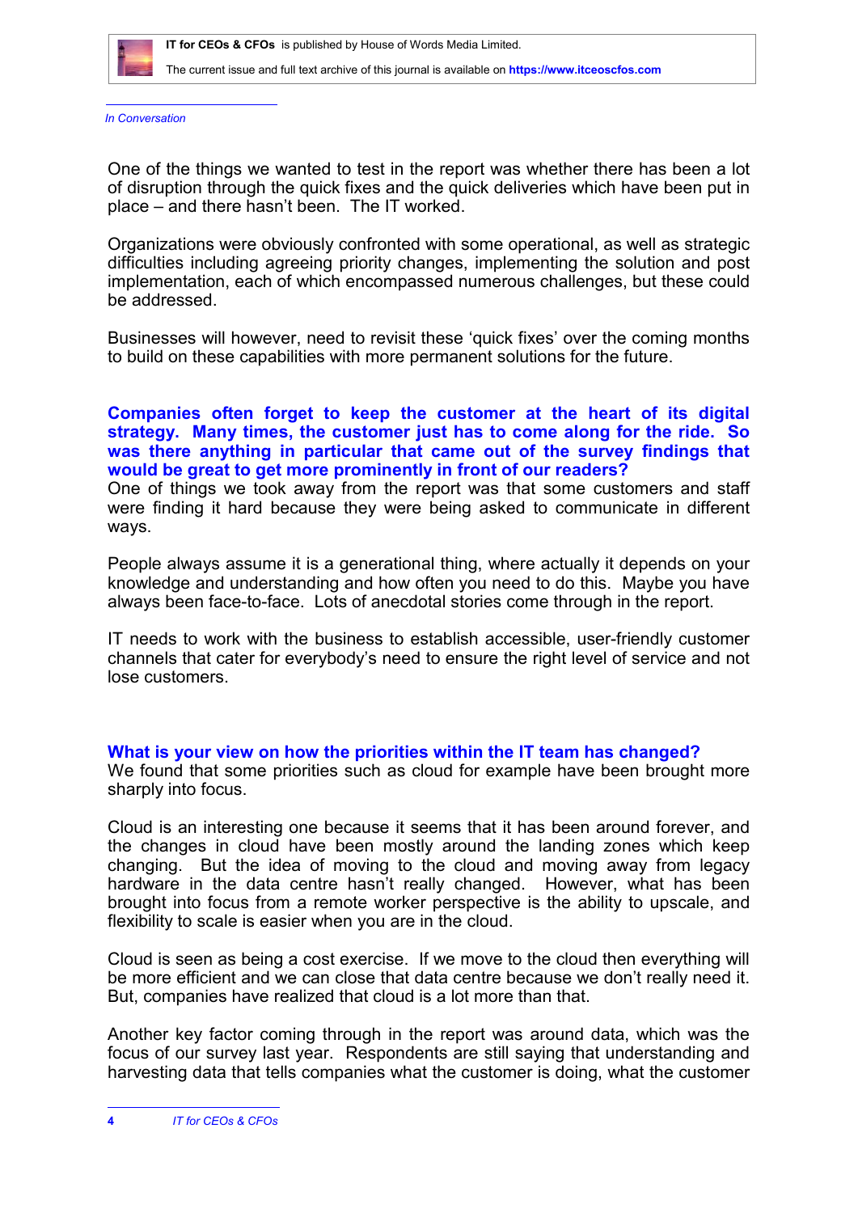One of the things we wanted to test in the report was whether there has been a lot of disruption through the quick fixes and the quick deliveries which have been put in place – and there hasn't been. The IT worked.

Organizations were obviously confronted with some operational, as well as strategic difficulties including agreeing priority changes, implementing the solution and post implementation, each of which encompassed numerous challenges, but these could be addressed.

Businesses will however, need to revisit these 'quick fixes' over the coming months to build on these capabilities with more permanent solutions for the future.

**Companies often forget to keep the customer at the heart of its digital strategy. Many times, the customer just has to come along for the ride. So was there anything in particular that came out of the survey findings that would be great to get more prominently in front of our readers?**
One of things we took away from the report was that some customers and staff were finding it hard because they were being asked to communicate in different ways.

People always assume it is a generational thing, where actually it depends on your knowledge and understanding and how often you need to do this. Maybe you have always been face-to-face. Lots of anecdotal stories come through in the report.

IT needs to work with the business to establish accessible, user-friendly customer channels that cater for everybody's need to ensure the right level of service and not lose customers.

**What is your view on how the priorities within the IT team has changed?**
We found that some priorities such as cloud for example have been brought more sharply into focus.

Cloud is an interesting one because it seems that it has been around forever, and the changes in cloud have been mostly around the landing zones which keep changing. But the idea of moving to the cloud and moving away from legacy hardware in the data centre hasn't really changed. However, what has been brought into focus from a remote worker perspective is the ability to upscale, and flexibility to scale is easier when you are in the cloud.

Cloud is seen as being a cost exercise. If we move to the cloud then everything will be more efficient and we can close that data centre because we don't really need it. But, companies have realized that cloud is a lot more than that.

Another key factor coming through in the report was around data, which was the focus of our survey last year. Respondents are still saying that understanding and harvesting data that tells companies what the customer is doing, what the customer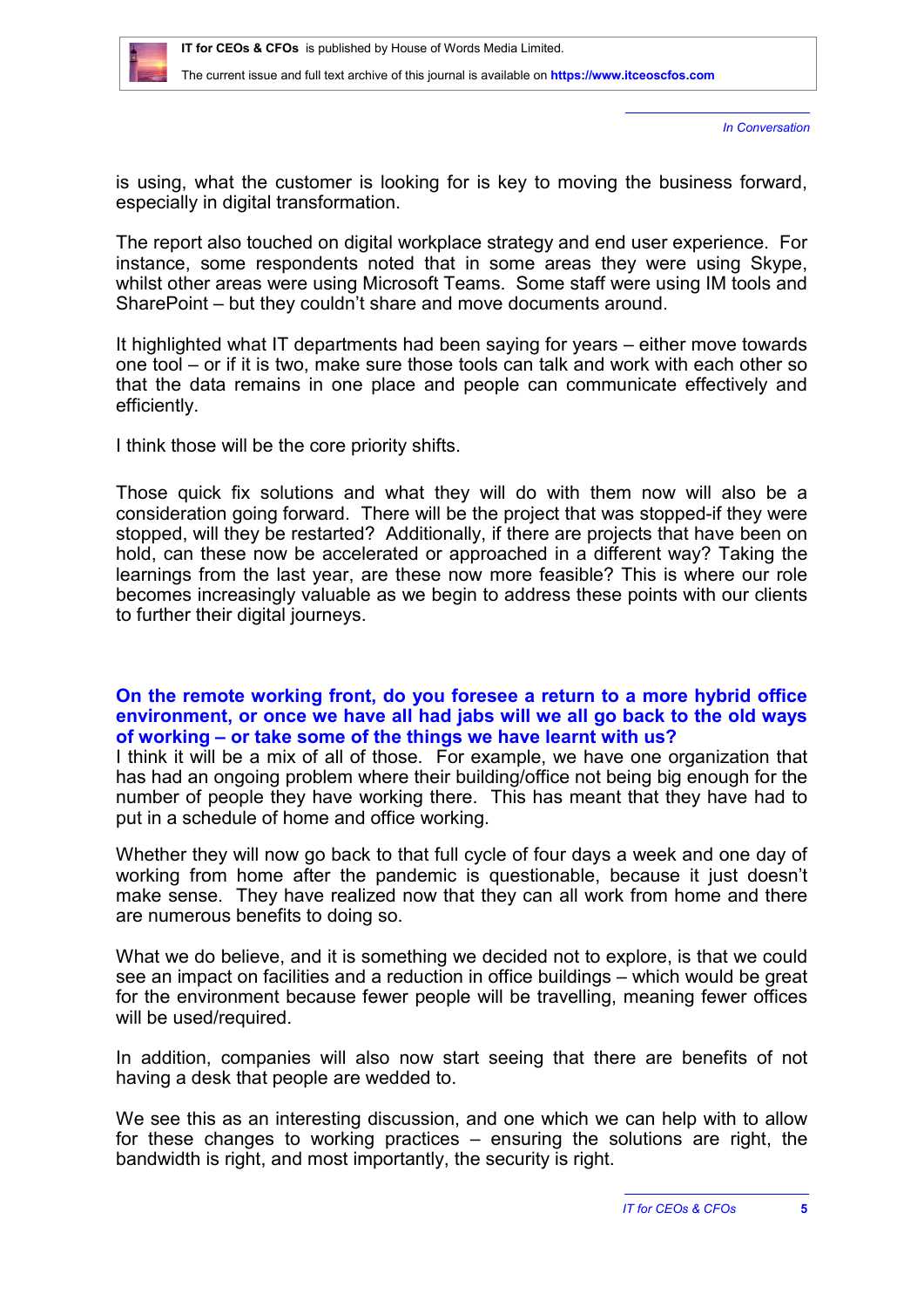is using, what the customer is looking for is key to moving the business forward, especially in digital transformation.

The report also touched on digital workplace strategy and end user experience. For instance, some respondents noted that in some areas they were using Skype, whilst other areas were using Microsoft Teams. Some staff were using IM tools and SharePoint – but they couldn't share and move documents around.

It highlighted what IT departments had been saying for years – either move towards one tool – or if it is two, make sure those tools can talk and work with each other so that the data remains in one place and people can communicate effectively and efficiently.

I think those will be the core priority shifts.

Those quick fix solutions and what they will do with them now will also be a consideration going forward. There will be the project that was stopped-if they were stopped, will they be restarted? Additionally, if there are projects that have been on hold, can these now be accelerated or approached in a different way? Taking the learnings from the last year, are these now more feasible? This is where our role becomes increasingly valuable as we begin to address these points with our clients to further their digital journeys.

**On the remote working front, do you foresee a return to a more hybrid office environment, or once we have all had jabs will we all go back to the old ways of working – or take some of the things we have learnt with us?**

I think it will be a mix of all of those. For example, we have one organization that has had an ongoing problem where their building/office not being big enough for the number of people they have working there. This has meant that they have had to put in a schedule of home and office working.

Whether they will now go back to that full cycle of four days a week and one day of working from home after the pandemic is questionable, because it just doesn't make sense. They have realized now that they can all work from home and there are numerous benefits to doing so.

What we do believe, and it is something we decided not to explore, is that we could see an impact on facilities and a reduction in office buildings – which would be great for the environment because fewer people will be travelling, meaning fewer offices will be used/required.

In addition, companies will also now start seeing that there are benefits of not having a desk that people are wedded to.

We see this as an interesting discussion, and one which we can help with to allow for these changes to working practices – ensuring the solutions are right, the bandwidth is right, and most importantly, the security is right.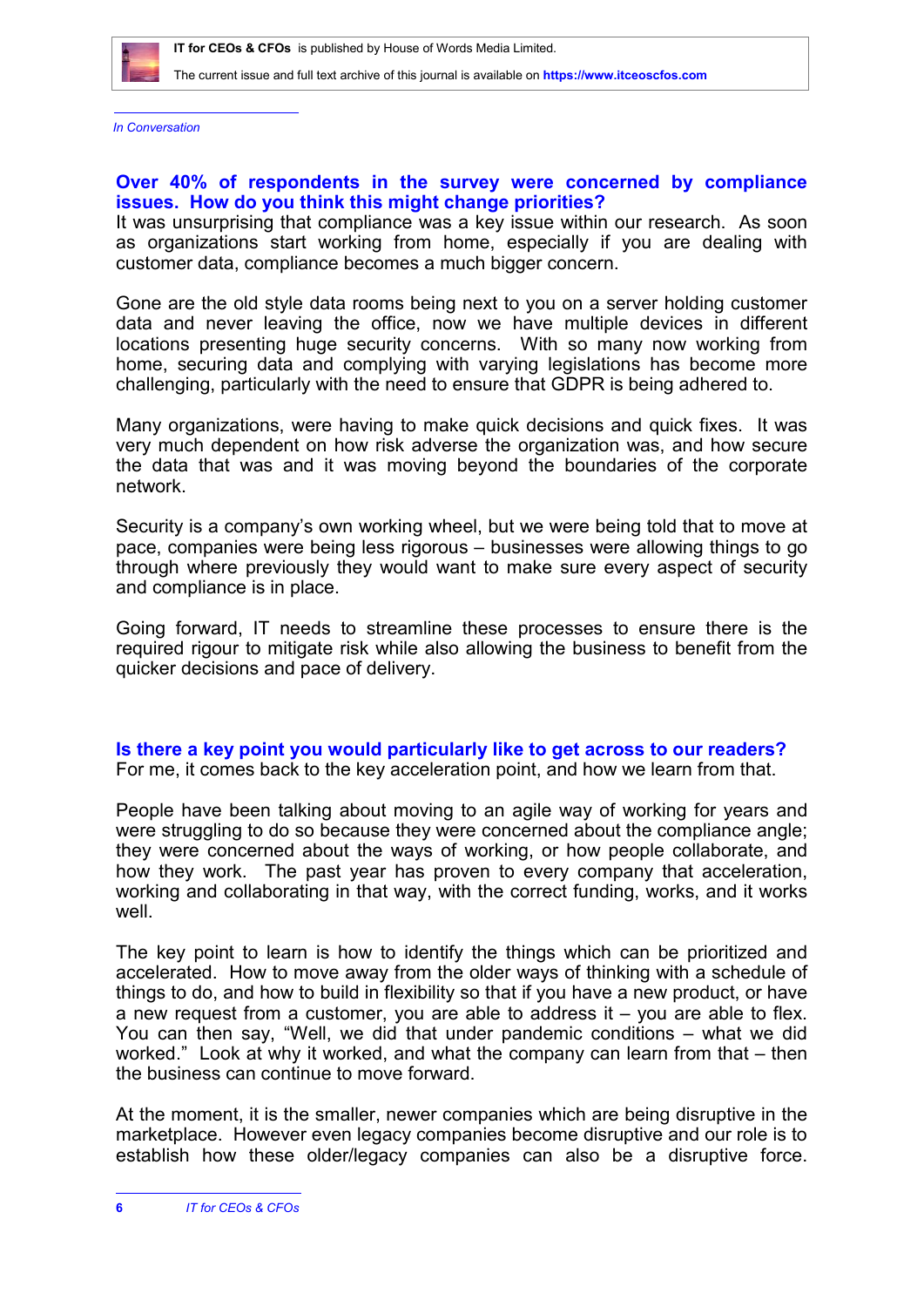*In Conversation*

**Over 40% of respondents in the survey were concerned by compliance issues. How do you think this might change priorities?**

It was unsurprising that compliance was a key issue within our research. As soon as organizations start working from home, especially if you are dealing with customer data, compliance becomes a much bigger concern.

Gone are the old style data rooms being next to you on a server holding customer data and never leaving the office, now we have multiple devices in different locations presenting huge security concerns. With so many now working from home, securing data and complying with varying legislations has become more challenging, particularly with the need to ensure that GDPR is being adhered to.

Many organizations, were having to make quick decisions and quick fixes. It was very much dependent on how risk adverse the organization was, and how secure the data that was and it was moving beyond the boundaries of the corporate network.

Security is a company's own working wheel, but we were being told that to move at pace, companies were being less rigorous – businesses were allowing things to go through where previously they would want to make sure every aspect of security and compliance is in place.

Going forward, IT needs to streamline these processes to ensure there is the required rigour to mitigate risk while also allowing the business to benefit from the quicker decisions and pace of delivery.

**Is there a key point you would particularly like to get across to our readers?**

For me, it comes back to the key acceleration point, and how we learn from that.

People have been talking about moving to an agile way of working for years and were struggling to do so because they were concerned about the compliance angle; they were concerned about the ways of working, or how people collaborate, and how they work. The past year has proven to every company that acceleration, working and collaborating in that way, with the correct funding, works, and it works well.

The key point to learn is how to identify the things which can be prioritized and accelerated. How to move away from the older ways of thinking with a schedule of things to do, and how to build in flexibility so that if you have a new product, or have a new request from a customer, you are able to address it – you are able to flex. You can then say, "Well, we did that under pandemic conditions – what we did worked." Look at why it worked, and what the company can learn from that – then the business can continue to move forward.

At the moment, it is the smaller, newer companies which are being disruptive in the marketplace. However even legacy companies become disruptive and our role is to establish how these older/legacy companies can also be a disruptive force.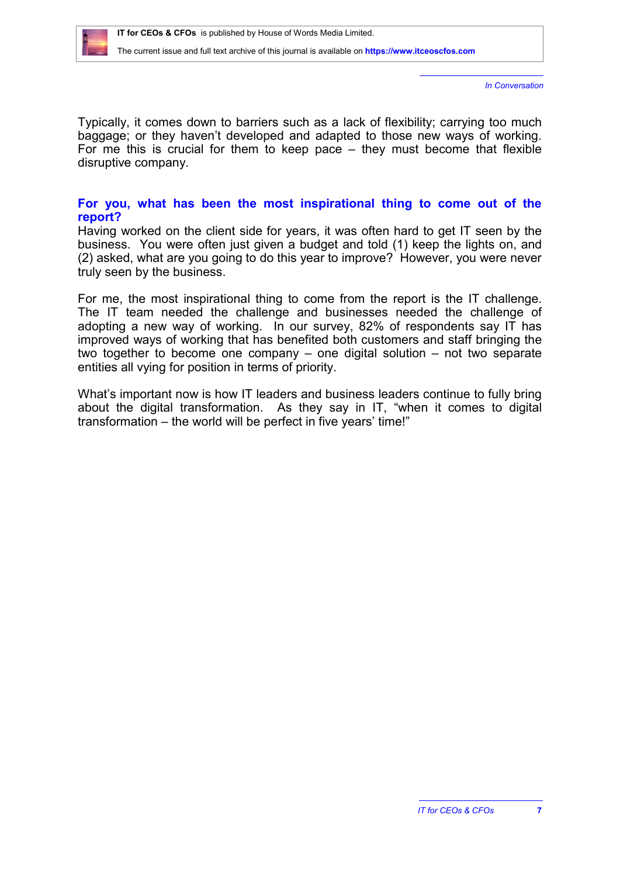Typically, it comes down to barriers such as a lack of flexibility; carrying too much baggage; or they haven't developed and adapted to those new ways of working. For me this is crucial for them to keep pace – they must become that flexible disruptive company.

**For you, what has been the most inspirational thing to come out of the report?**

Having worked on the client side for years, it was often hard to get IT seen by the business. You were often just given a budget and told (1) keep the lights on, and (2) asked, what are you going to do this year to improve? However, you were never truly seen by the business.

For me, the most inspirational thing to come from the report is the IT challenge. The IT team needed the challenge and businesses needed the challenge of adopting a new way of working. In our survey, 82% of respondents say IT has improved ways of working that has benefited both customers and staff bringing the two together to become one company – one digital solution – not two separate entities all vying for position in terms of priority.

What's important now is how IT leaders and business leaders continue to fully bring about the digital transformation. As they say in IT, "when it comes to digital transformation – the world will be perfect in five years' time!"